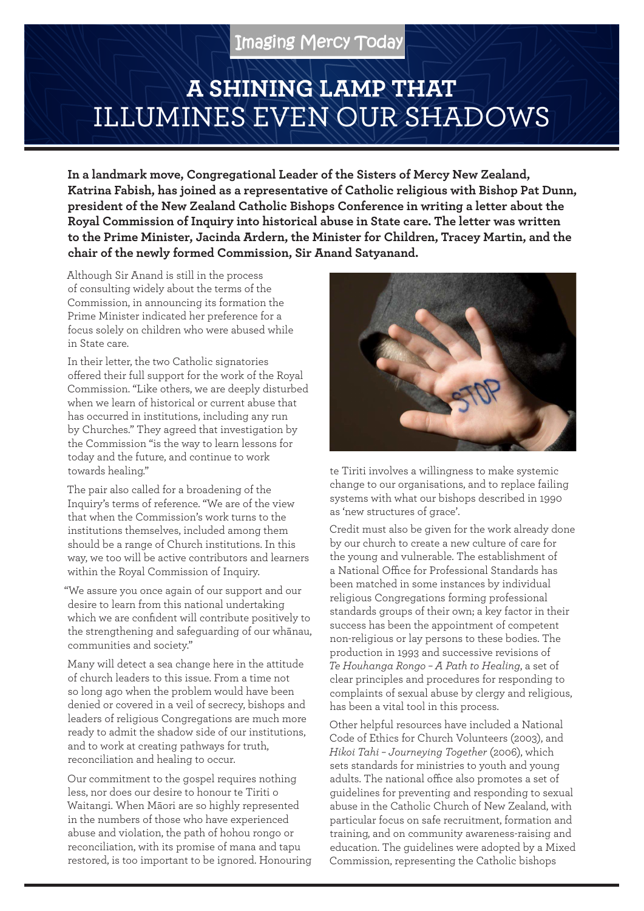Imaging Mercy Today

# A SHINING LAMP THAT ILLUMINES EVEN OUR SHADOWS

**In a landmark move, Congregational Leader of the Sisters of Mercy New Zealand, Katrina Fabish, has joined as a representative of Catholic religious with Bishop Pat Dunn, president of the New Zealand Catholic Bishops Conference in writing a letter about the Royal Commission of Inquiry into historical abuse in State care. The letter was written to the Prime Minister, Jacinda Ardern, the Minister for Children, Tracey Martin, and the chair of the newly formed Commission, Sir Anand Satyanand.**

Although Sir Anand is still in the process of consulting widely about the terms of the Commission, in announcing its formation the Prime Minister indicated her preference for a focus solely on children who were abused while in State care.

In their letter, the two Catholic signatories offered their full support for the work of the Royal Commission. "Like others, we are deeply disturbed when we learn of historical or current abuse that has occurred in institutions, including any run by Churches." They agreed that investigation by the Commission "is the way to learn lessons for today and the future, and continue to work towards healing."

The pair also called for a broadening of the Inquiry's terms of reference. "We are of the view that when the Commission's work turns to the institutions themselves, included among them should be a range of Church institutions. In this way, we too will be active contributors and learners within the Royal Commission of Inquiry.

"We assure you once again of our support and our desire to learn from this national undertaking which we are confident will contribute positively to the strengthening and safeguarding of our whānau, communities and society."

Many will detect a sea change here in the attitude of church leaders to this issue. From a time not so long ago when the problem would have been denied or covered in a veil of secrecy, bishops and leaders of religious Congregations are much more ready to admit the shadow side of our institutions, and to work at creating pathways for truth, reconciliation and healing to occur.

Our commitment to the gospel requires nothing less, nor does our desire to honour te Tiriti o Waitangi. When Māori are so highly represented in the numbers of those who have experienced abuse and violation, the path of hohou rongo or reconciliation, with its promise of mana and tapu restored, is too important to be ignored. Honouring te Tiriti involves a willingness to make systemic change to our organisations, and to replace failing systems with what our bishops described in 1990 as 'new structures of grace'.

Credit must also be given for the work already done by our church to create a new culture of care for the young and vulnerable. The establishment of a National Office for Professional Standards has been matched in some instances by individual religious Congregations forming professional standards groups of their own; a key factor in their success has been the appointment of competent non-religious or lay persons to these bodies. The production in 1993 and successive revisions of *Te Houhanga Rongo – A Path to Healing*, a set of clear principles and procedures for responding to complaints of sexual abuse by clergy and religious, has been a vital tool in this process.

Other helpful resources have included a National Code of Ethics for Church Volunteers (2003), and *Hikoi Tahi – Journeying Together* (2006), which sets standards for ministries to youth and young adults. The national office also promotes a set of guidelines for preventing and responding to sexual abuse in the Catholic Church of New Zealand, with particular focus on safe recruitment, formation and training, and on community awareness-raising and education. The guidelines were adopted by a Mixed Commission, representing the Catholic bishops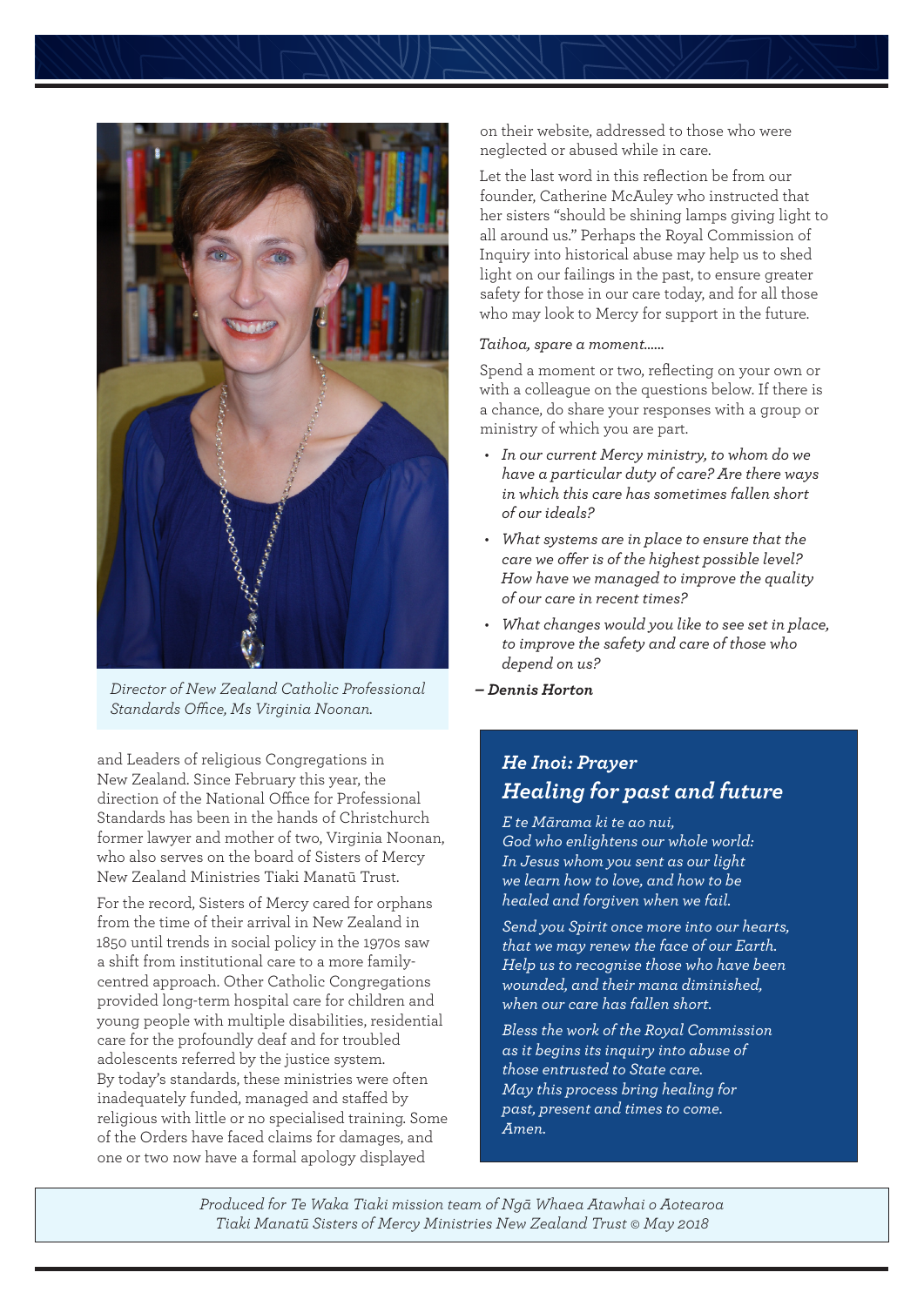*Director of New Zealand Catholic Professional Standards Office, Ms Virginia Noonan.*

and Leaders of religious Congregations in New Zealand. Since February this year, the direction of the National Office for Professional Standards has been in the hands of Christchurch former lawyer and mother of two, Virginia Noonan, who also serves on the board of Sisters of Mercy New Zealand Ministries Tiaki Manatū Trust.

For the record, Sisters of Mercy cared for orphans from the time of their arrival in New Zealand in 1850 until trends in social policy in the 1970s saw a shift from institutional care to a more family-centred approach. Other Catholic Congregations provided long-term hospital care for children and young people with multiple disabilities, residential care for the profoundly deaf and for troubled adolescents referred by the justice system. By today's standards, these ministries were often inadequately funded, managed and staffed by religious with little or no specialised training. Some of the Orders have faced claims for damages, and one or two now have a formal apology displayed on their website, addressed to those who were neglected or abused while in care.

Let the last word in this reflection be from our founder, Catherine McAuley who instructed that her sisters "should be shining lamps giving light to all around us." Perhaps the Royal Commission of Inquiry into historical abuse may help us to shed light on our failings in the past, to ensure greater safety for those in our care today, and for all those who may look to Mercy for support in the future.

*Taihoa, spare a moment......*

Spend a moment or two, reflecting on your own or with a colleague on the questions below. If there is a chance, do share your responses with a group or ministry of which you are part.

- *In our current Mercy ministry, to whom do we have a particular duty of care? Are there ways in which this care has sometimes fallen short of our ideals?*
- *What systems are in place to ensure that the care we offer is of the highest possible level? How have we managed to improve the quality of our care in recent times?*
- *What changes would you like to see set in place, to improve the safety and care of those who depend on us?*

***– Dennis Horton***

## *He Inoi: Prayer*
## *Healing for past and future*

*E te Mārama ki te ao nui,*
*God who enlightens our whole world:*
*In Jesus whom you sent as our light*
*we learn how to love, and how to be*
*healed and forgiven when we fail.*

*Send you Spirit once more into our hearts,*
*that we may renew the face of our Earth.*
*Help us to recognise those who have been*
*wounded, and their mana diminished,*
*when our care has fallen short.*

*Bless the work of the Royal Commission*
*as it begins its inquiry into abuse of*
*those entrusted to State care.*
*May this process bring healing for*
*past, present and times to come.*
*Amen.*

*Produced for Te Waka Tiaki mission team of Ngā Whaea Atawhai o Aotearoa*
*Tiaki Manatū Sisters of Mercy Ministries New Zealand Trust © May 2018*